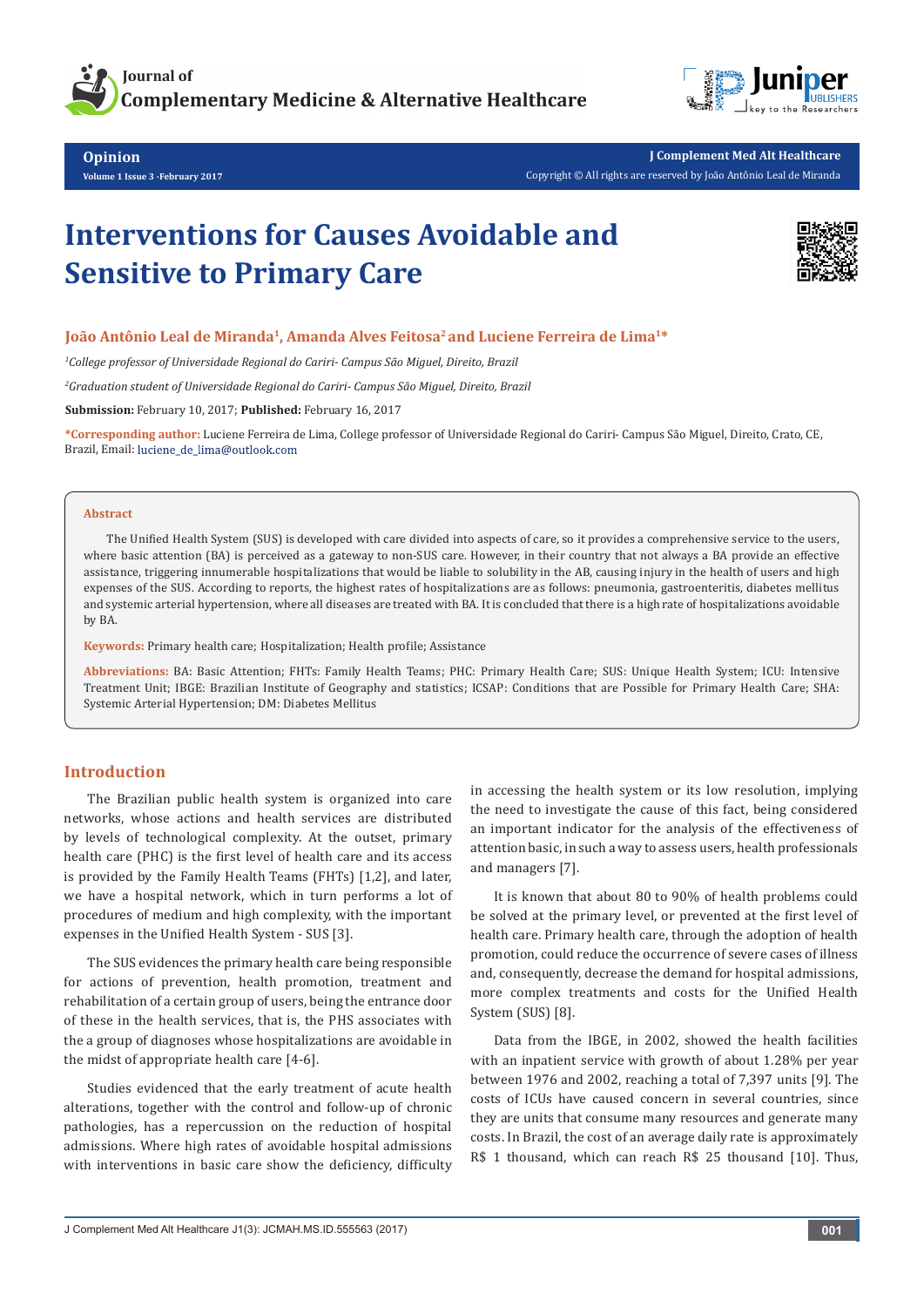Opinion

Volume 1 Issue 3 -February 2017

J Complement Med Alt Healthcare

Copyright © All rights are reserved by João Antônio Leal de Miranda

# Interventions for Causes Avoidable and Sensitive to Primary Care

**João Antônio Leal de Miranda[1], Amanda Alves Feitosa[2] and Luciene Ferreira de Lima[1]***

[1]*College professor of Universidade Regional do Cariri- Campus São Miguel, Direito, Brazil*

[2]*Graduation student of Universidade Regional do Cariri- Campus São Miguel, Direito, Brazil*

**Submission:** February 10, 2017; **Published:** February 16, 2017

***Corresponding author:** Luciene Ferreira de Lima, College professor of Universidade Regional do Cariri- Campus São Miguel, Direito, Crato, CE, Brazil, Email: luciene_de_lima@outlook.com

## Abstract

The Unified Health System (SUS) is developed with care divided into aspects of care, so it provides a comprehensive service to the users, where basic attention (BA) is perceived as a gateway to non-SUS care. However, in their country that not always a BA provide an effective assistance, triggering innumerable hospitalizations that would be liable to solubility in the AB, causing injury in the health of users and high expenses of the SUS. According to reports, the highest rates of hospitalizations are as follows: pneumonia, gastroenteritis, diabetes mellitus and systemic arterial hypertension, where all diseases are treated with BA. It is concluded that there is a high rate of hospitalizations avoidable by BA.

**Keywords:** Primary health care; Hospitalization; Health profile; Assistance

**Abbreviations:** BA: Basic Attention; FHTs: Family Health Teams; PHC: Primary Health Care; SUS: Unique Health System; ICU: Intensive Treatment Unit; IBGE: Brazilian Institute of Geography and statistics; ICSAP: Conditions that are Possible for Primary Health Care; SHA: Systemic Arterial Hypertension; DM: Diabetes Mellitus

## Introduction

The Brazilian public health system is organized into care networks, whose actions and health services are distributed by levels of technological complexity. At the outset, primary health care (PHC) is the first level of health care and its access is provided by the Family Health Teams (FHTs) [1,2], and later, we have a hospital network, which in turn performs a lot of procedures of medium and high complexity, with the important expenses in the Unified Health System - SUS [3].

The SUS evidences the primary health care being responsible for actions of prevention, health promotion, treatment and rehabilitation of a certain group of users, being the entrance door of these in the health services, that is, the PHS associates with the a group of diagnoses whose hospitalizations are avoidable in the midst of appropriate health care [4-6].

Studies evidenced that the early treatment of acute health alterations, together with the control and follow-up of chronic pathologies, has a repercussion on the reduction of hospital admissions. Where high rates of avoidable hospital admissions with interventions in basic care show the deficiency, difficulty in accessing the health system or its low resolution, implying the need to investigate the cause of this fact, being considered an important indicator for the analysis of the effectiveness of attention basic, in such a way to assess users, health professionals and managers [7].

It is known that about 80 to 90% of health problems could be solved at the primary level, or prevented at the first level of health care. Primary health care, through the adoption of health promotion, could reduce the occurrence of severe cases of illness and, consequently, decrease the demand for hospital admissions, more complex treatments and costs for the Unified Health System (SUS) [8].

Data from the IBGE, in 2002, showed the health facilities with an inpatient service with growth of about 1.28% per year between 1976 and 2002, reaching a total of 7,397 units [9]. The costs of ICUs have caused concern in several countries, since they are units that consume many resources and generate many costs. In Brazil, the cost of an average daily rate is approximately R$ 1 thousand, which can reach R$ 25 thousand [10]. Thus,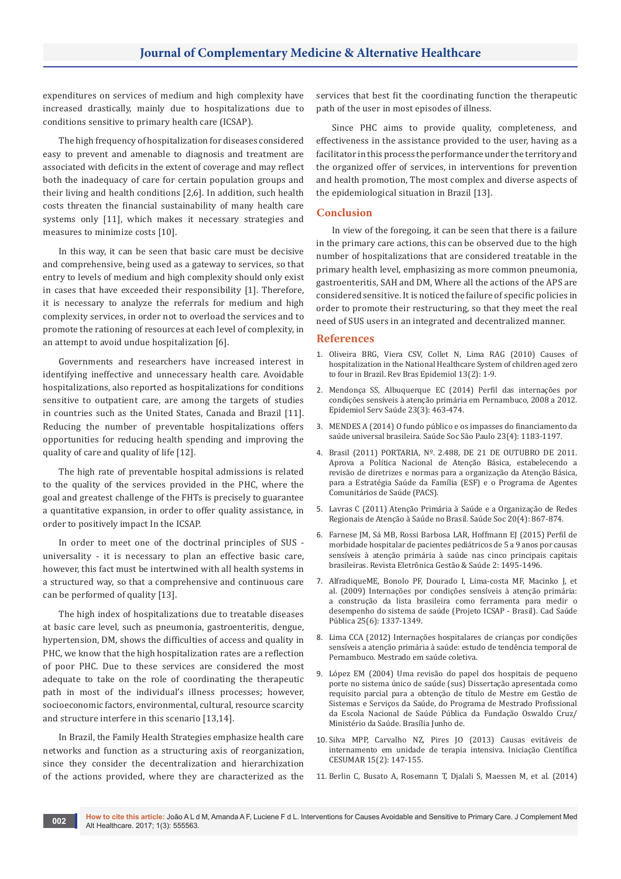expenditures on services of medium and high complexity have increased drastically, mainly due to hospitalizations due to conditions sensitive to primary health care (ICSAP).

The high frequency of hospitalization for diseases considered easy to prevent and amenable to diagnosis and treatment are associated with deficits in the extent of coverage and may reflect both the inadequacy of care for certain population groups and their living and health conditions [2,6]. In addition, such health costs threaten the financial sustainability of many health care systems only [11], which makes it necessary strategies and measures to minimize costs [10].

In this way, it can be seen that basic care must be decisive and comprehensive, being used as a gateway to services, so that entry to levels of medium and high complexity should only exist in cases that have exceeded their responsibility [1]. Therefore, it is necessary to analyze the referrals for medium and high complexity services, in order not to overload the services and to promote the rationing of resources at each level of complexity, in an attempt to avoid undue hospitalization [6].

Governments and researchers have increased interest in identifying ineffective and unnecessary health care. Avoidable hospitalizations, also reported as hospitalizations for conditions sensitive to outpatient care, are among the targets of studies in countries such as the United States, Canada and Brazil [11]. Reducing the number of preventable hospitalizations offers opportunities for reducing health spending and improving the quality of care and quality of life [12].

The high rate of preventable hospital admissions is related to the quality of the services provided in the PHC, where the goal and greatest challenge of the FHTs is precisely to guarantee a quantitative expansion, in order to offer quality assistance, in order to positively impact In the ICSAP.

In order to meet one of the doctrinal principles of SUS - universality - it is necessary to plan an effective basic care, however, this fact must be intertwined with all health systems in a structured way, so that a comprehensive and continuous care can be performed of quality [13].

The high index of hospitalizations due to treatable diseases at basic care level, such as pneumonia, gastroenteritis, dengue, hypertension, DM, shows the difficulties of access and quality in PHC, we know that the high hospitalization rates are a reflection of poor PHC. Due to these services are considered the most adequate to take on the role of coordinating the therapeutic path in most of the individual's illness processes; however, socioeconomic factors, environmental, cultural, resource scarcity and structure interfere in this scenario [13,14].

In Brazil, the Family Health Strategies emphasize health care networks and function as a structuring axis of reorganization, since they consider the decentralization and hierarchization of the actions provided, where they are characterized as the services that best fit the coordinating function the therapeutic path of the user in most episodes of illness.

Since PHC aims to provide quality, completeness, and effectiveness in the assistance provided to the user, having as a facilitator in this process the performance under the territory and the organized offer of services, in interventions for prevention and health promotion, The most complex and diverse aspects of the epidemiological situation in Brazil [13].

## Conclusion

In view of the foregoing, it can be seen that there is a failure in the primary care actions, this can be observed due to the high number of hospitalizations that are considered treatable in the primary health level, emphasizing as more common pneumonia, gastroenteritis, SAH and DM, Where all the actions of the APS are considered sensitive. It is noticed the failure of specific policies in order to promote their restructuring, so that they meet the real need of SUS users in an integrated and decentralized manner.

## References

1. Oliveira BRG, Viera CSV, Collet N, Lima RAG (2010) Causes of hospitalization in the National Healthcare System of children aged zero to four in Brazil. Rev Bras Epidemiol 13(2): 1-9.
2. Mendonça SS, Albuquerque EC (2014) Perfil das internações por condições sensíveis à atenção primária em Pernambuco, 2008 a 2012. Epidemiol Serv Saúde 23(3): 463-474.
3. MENDES A (2014) O fundo público e os impasses do financiamento da saúde universal brasileira. Saúde Soc São Paulo 23(4): 1183-1197.
4. Brasil (2011) PORTARIA, Nº. 2.488, DE 21 DE OUTUBRO DE 2011. Aprova a Política Nacional de Atenção Básica, estabelecendo a revisão de diretrizes e normas para a organização da Atenção Básica, para a Estratégia Saúde da Família (ESF) e o Programa de Agentes Comunitários de Saúde (PACS).
5. Lavras C (2011) Atenção Primária à Saúde e a Organização de Redes Regionais de Atenção à Saúde no Brasil. Saúde Soc 20(4): 867-874.
6. Farnese JM, Sá MB, Rossi Barbosa LAR, Hoffmann EJ (2015) Perfil de morbidade hospitalar de pacientes pediátricos de 5 a 9 anos por causas sensíveis à atenção primária à saúde nas cinco principais capitais brasileiras. Revista Eletrônica Gestão & Saúde 2: 1495-1496.
7. AlfradiqueME, Bonolo PF, Dourado I, Lima-costa MF, Macinko J, et al. (2009) Internações por condições sensíveis à atenção primária: a construção da lista brasileira como ferramenta para medir o desempenho do sistema de saúde (Projeto ICSAP - Brasil). Cad Saúde Pública 25(6): 1337-1349.
8. Lima CCA (2012) Internações hospitalares de crianças por condições sensíveis a atenção primária à saúde: estudo de tendência temporal de Pernambuco. Mestrado em saúde coletiva.
9. López EM (2004) Uma revisão do papel dos hospitais de pequeno porte no sistema único de saúde (sus) Dissertação apresentada como requisito parcial para a obtenção de título de Mestre em Gestão de Sistemas e Serviços da Saúde, do Programa de Mestrado Profissional da Escola Nacional de Saúde Pública da Fundação Oswaldo Cruz/ Ministério da Saúde. Brasília Junho de.
10. Silva MPP, Carvalho NZ, Pires JO (2013) Causas evitáveis de internamento em unidade de terapia intensiva. Iniciação Científica CESUMAR 15(2): 147-155.
11. Berlin C, Busato A, Rosemann T, Djalali S, Maessen M, et al. (2014)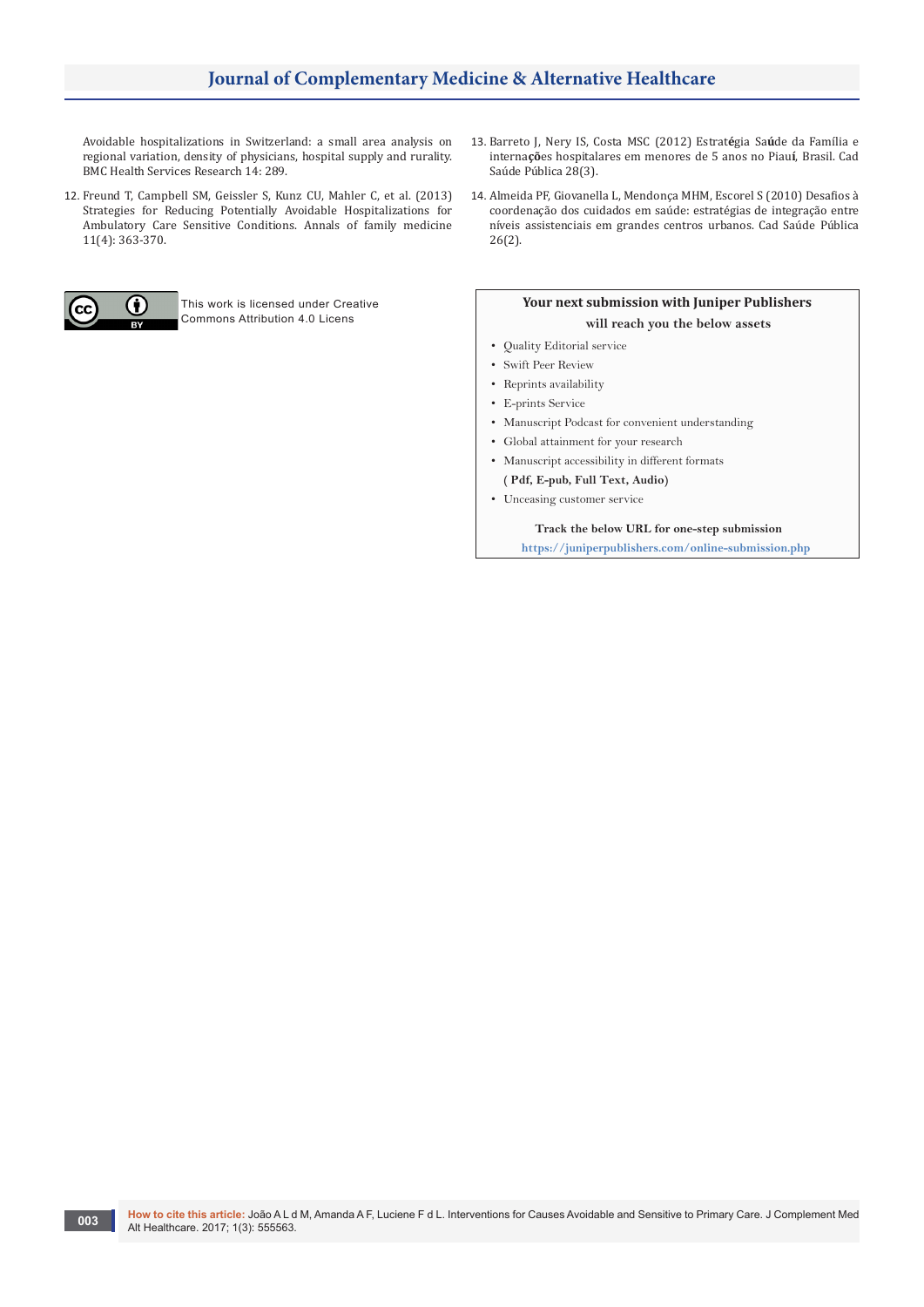Avoidable hospitalizations in Switzerland: a small area analysis on regional variation, density of physicians, hospital supply and rurality. BMC Health Services Research 14: 289.

12. Freund T, Campbell SM, Geissler S, Kunz CU, Mahler C, et al. (2013) Strategies for Reducing Potentially Avoidable Hospitalizations for Ambulatory Care Sensitive Conditions. Annals of family medicine 11(4): 363-370.

13. Barreto J, Nery IS, Costa MSC (2012) Estratégia Saúde da Família e internações hospitalares em menores de 5 anos no Piauí, Brasil. Cad Saúde Pública 28(3).

14. Almeida PF, Giovanella L, Mendonça MHM, Escorel S (2010) Desafios à coordenação dos cuidados em saúde: estratégias de integração entre níveis assistenciais em grandes centros urbanos. Cad Saúde Pública 26(2).

This work is licensed under Creative Commons Attribution 4.0 Licens

**Your next submission with Juniper Publishers will reach you the below assets**

- Quality Editorial service
- Swift Peer Review
- Reprints availability
- E-prints Service
- Manuscript Podcast for convenient understanding
- Global attainment for your research
- Manuscript accessibility in different formats **( Pdf, E-pub, Full Text, Audio)**
- Unceasing customer service

**Track the below URL for one-step submission**

https://juniperpublishers.com/online-submission.php